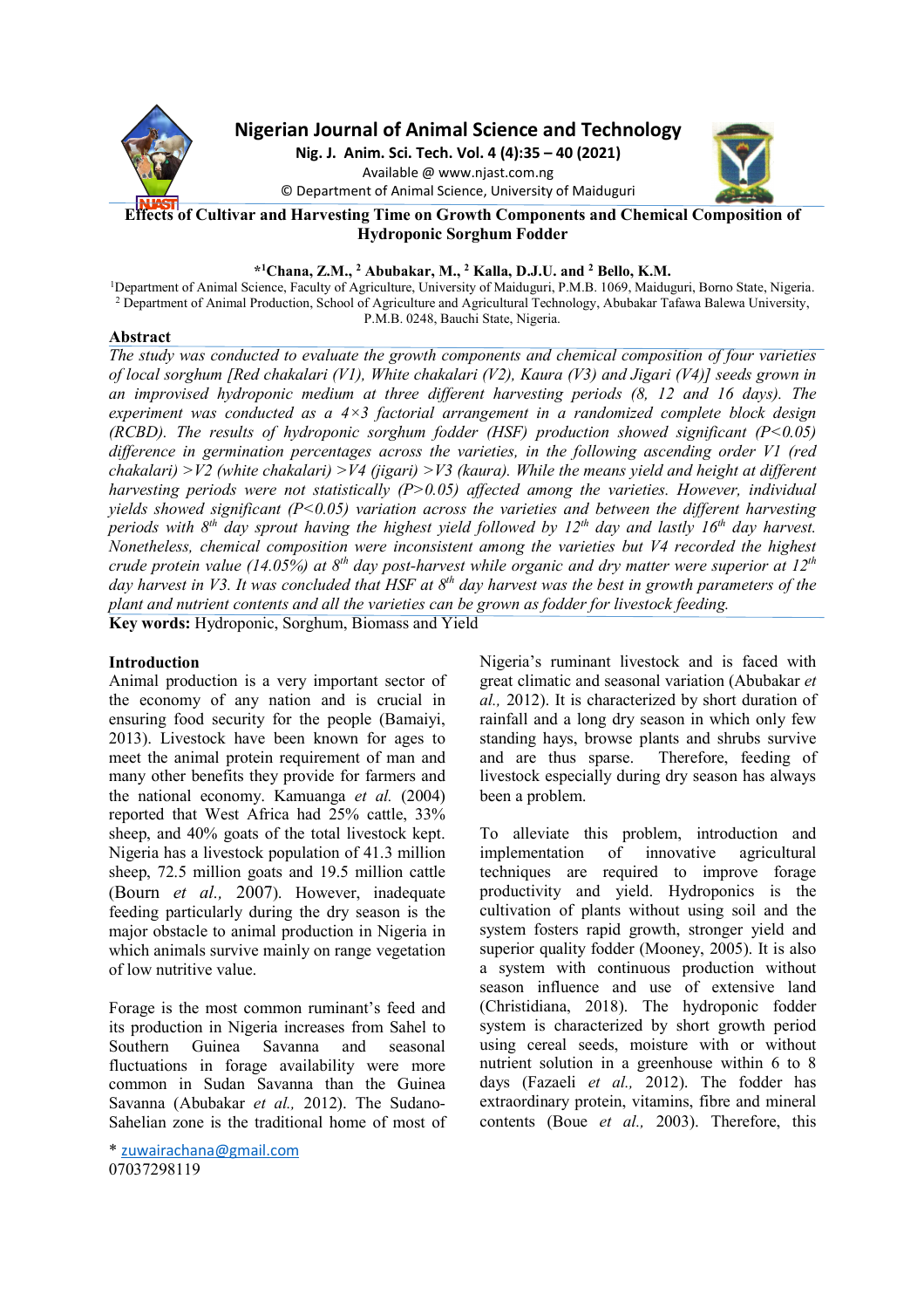# Effects of Cultivar and Harvesting Time on Growth Components and Chemical Composition of Hydroponic Sorghum Fodder

**\*[1]Chana, Z.M., [2] Abubakar, M., [2] Kalla, D.J.U. and [2] Bello, K.M.**

[1]Department of Animal Science, Faculty of Agriculture, University of Maiduguri, P.M.B. 1069, Maiduguri, Borno State, Nigeria.
[2] Department of Animal Production, School of Agriculture and Agricultural Technology, Abubakar Tafawa Balewa University, P.M.B. 0248, Bauchi State, Nigeria.

## Abstract

*The study was conducted to evaluate the growth components and chemical composition of four varieties of local sorghum [Red chakalari (V1), White chakalari (V2), Kaura (V3) and Jigari (V4)] seeds grown in an improvised hydroponic medium at three different harvesting periods (8, 12 and 16 days). The experiment was conducted as a 4×3 factorial arrangement in a randomized complete block design (RCBD). The results of hydroponic sorghum fodder (HSF) production showed significant ($P<0.05$) difference in germination percentages across the varieties, in the following ascending order V1 (red chakalari) >V2 (white chakalari) >V4 (jigari) >V3 (kaura). While the means yield and height at different harvesting periods were not statistically ($P>0.05$) affected among the varieties. However, individual yields showed significant ($P<0.05$) variation across the varieties and between the different harvesting periods with 8$^{th}$ day sprout having the highest yield followed by 12$^{th}$ day and lastly 16$^{th}$ day harvest. Nonetheless, chemical composition were inconsistent among the varieties but V4 recorded the highest crude protein value (14.05%) at 8$^{th}$ day post-harvest while organic and dry matter were superior at 12$^{th}$ day harvest in V3. It was concluded that HSF at 8$^{th}$ day harvest was the best in growth parameters of the plant and nutrient contents and all the varieties can be grown as fodder for livestock feeding.*

**Key words:** Hydroponic, Sorghum, Biomass and Yield

## Introduction

Animal production is a very important sector of the economy of any nation and is crucial in ensuring food security for the people (Bamaiyi, 2013). Livestock have been known for ages to meet the animal protein requirement of man and many other benefits they provide for farmers and the national economy. Kamuanga *et al.* (2004) reported that West Africa had 25% cattle, 33% sheep, and 40% goats of the total livestock kept. Nigeria has a livestock population of 41.3 million sheep, 72.5 million goats and 19.5 million cattle (Bourn *et al.,* 2007). However, inadequate feeding particularly during the dry season is the major obstacle to animal production in Nigeria in which animals survive mainly on range vegetation of low nutritive value.

Forage is the most common ruminant's feed and its production in Nigeria increases from Sahel to Southern Guinea Savanna and seasonal fluctuations in forage availability were more common in Sudan Savanna than the Guinea Savanna (Abubakar *et al.,* 2012). The Sudano-Sahelian zone is the traditional home of most of Nigeria's ruminant livestock and is faced with great climatic and seasonal variation (Abubakar *et al.,* 2012). It is characterized by short duration of rainfall and a long dry season in which only few standing hays, browse plants and shrubs survive and are thus sparse. Therefore, feeding of livestock especially during dry season has always been a problem.

To alleviate this problem, introduction and implementation of innovative agricultural techniques are required to improve forage productivity and yield. Hydroponics is the cultivation of plants without using soil and the system fosters rapid growth, stronger yield and superior quality fodder (Mooney, 2005). It is also a system with continuous production without season influence and use of extensive land (Christidiana, 2018). The hydroponic fodder system is characterized by short growth period using cereal seeds, moisture with or without nutrient solution in a greenhouse within 6 to 8 days (Fazaeli *et al.,* 2012). The fodder has extraordinary protein, vitamins, fibre and mineral contents (Boue *et al.,* 2003). Therefore, this

\* zuwairachana@gmail.com
07037298119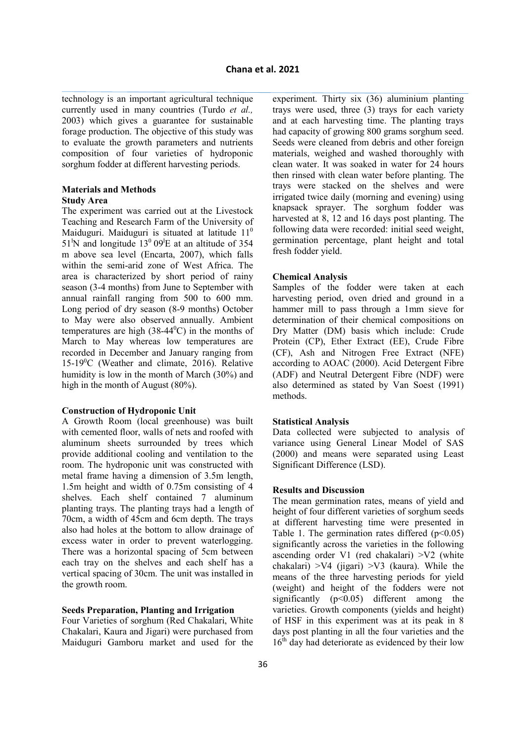technology is an important agricultural technique currently used in many countries (Turdo *et al.,* 2003) which gives a guarantee for sustainable forage production. The objective of this study was to evaluate the growth parameters and nutrients composition of four varieties of hydroponic sorghum fodder at different harvesting periods.

## Materials and Methods

### Study Area

The experiment was carried out at the Livestock Teaching and Research Farm of the University of Maiduguri. Maiduguri is situated at latitude $11^0$ $51^I$N and longitude $13^0$ $09^I$E at an altitude of 354 m above sea level (Encarta, 2007), which falls within the semi-arid zone of West Africa. The area is characterized by short period of rainy season (3-4 months) from June to September with annual rainfall ranging from 500 to 600 mm. Long period of dry season (8-9 months) October to May were also observed annually. Ambient temperatures are high (38-44$^0$C) in the months of March to May whereas low temperatures are recorded in December and January ranging from 15-19$^0$C (Weather and climate, 2016). Relative humidity is low in the month of March (30%) and high in the month of August (80%).

### Construction of Hydroponic Unit

A Growth Room (local greenhouse) was built with cemented floor, walls of nets and roofed with aluminum sheets surrounded by trees which provide additional cooling and ventilation to the room. The hydroponic unit was constructed with metal frame having a dimension of 3.5m length, 1.5m height and width of 0.75m consisting of 4 shelves. Each shelf contained 7 aluminum planting trays. The planting trays had a length of 70cm, a width of 45cm and 6cm depth. The trays also had holes at the bottom to allow drainage of excess water in order to prevent waterlogging. There was a horizontal spacing of 5cm between each tray on the shelves and each shelf has a vertical spacing of 30cm. The unit was installed in the growth room.

### Seeds Preparation, Planting and Irrigation

Four Varieties of sorghum (Red Chakalari, White Chakalari, Kaura and Jigari) were purchased from Maiduguri Gamboru market and used for the experiment. Thirty six (36) aluminium planting trays were used, three (3) trays for each variety and at each harvesting time. The planting trays had capacity of growing 800 grams sorghum seed. Seeds were cleaned from debris and other foreign materials, weighed and washed thoroughly with clean water. It was soaked in water for 24 hours then rinsed with clean water before planting. The trays were stacked on the shelves and were irrigated twice daily (morning and evening) using knapsack sprayer. The sorghum fodder was harvested at 8, 12 and 16 days post planting. The following data were recorded: initial seed weight, germination percentage, plant height and total fresh fodder yield.

### Chemical Analysis

Samples of the fodder were taken at each harvesting period, oven dried and ground in a hammer mill to pass through a 1mm sieve for determination of their chemical compositions on Dry Matter (DM) basis which include: Crude Protein (CP), Ether Extract (EE), Crude Fibre (CF), Ash and Nitrogen Free Extract (NFE) according to AOAC (2000). Acid Detergent Fibre (ADF) and Neutral Detergent Fibre (NDF) were also determined as stated by Van Soest (1991) methods.

### Statistical Analysis

Data collected were subjected to analysis of variance using General Linear Model of SAS (2000) and means were separated using Least Significant Difference (LSD).

## Results and Discussion

The mean germination rates, means of yield and height of four different varieties of sorghum seeds at different harvesting time were presented in Table 1. The germination rates differed ($p<0.05$) significantly across the varieties in the following ascending order V1 (red chakalari) >V2 (white chakalari) >V4 (jigari) >V3 (kaura). While the means of the three harvesting periods for yield (weight) and height of the fodders were not significantly ($p<0.05$) different among the varieties. Growth components (yields and height) of HSF in this experiment was at its peak in 8 days post planting in all the four varieties and the 16$^{th}$ day had deteriorate as evidenced by their low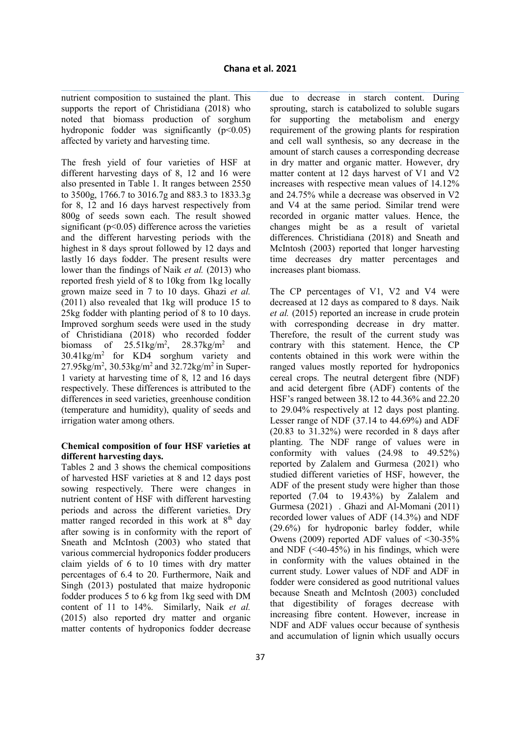nutrient composition to sustained the plant. This supports the report of Christidiana (2018) who noted that biomass production of sorghum hydroponic fodder was significantly ($p<0.05$) affected by variety and harvesting time.

The fresh yield of four varieties of HSF at different harvesting days of 8, 12 and 16 were also presented in Table 1. It ranges between 2550 to 3500g, 1766.7 to 3016.7g and 883.3 to 1833.3g for 8, 12 and 16 days harvest respectively from 800g of seeds sown each. The result showed significant ($p<0.05$) difference across the varieties and the different harvesting periods with the highest in 8 days sprout followed by 12 days and lastly 16 days fodder. The present results were lower than the findings of Naik *et al.* (2013) who reported fresh yield of 8 to 10kg from 1kg locally grown maize seed in 7 to 10 days. Ghazi *et al.* (2011) also revealed that 1kg will produce 15 to 25kg fodder with planting period of 8 to 10 days. Improved sorghum seeds were used in the study of Christidiana (2018) who recorded fodder biomass of 25.51kg/m$^2$, 28.37kg/m$^2$ and 30.41kg/m$^2$ for KD4 sorghum variety and 27.95kg/m$^2$, 30.53kg/m$^2$ and 32.72kg/m$^2$ in Super-1 variety at harvesting time of 8, 12 and 16 days respectively. These differences is attributed to the differences in seed varieties, greenhouse condition (temperature and humidity), quality of seeds and irrigation water among others.

### Chemical composition of four HSF varieties at different harvesting days.

Tables 2 and 3 shows the chemical compositions of harvested HSF varieties at 8 and 12 days post sowing respectively. There were changes in nutrient content of HSF with different harvesting periods and across the different varieties. Dry matter ranged recorded in this work at 8$^{th}$ day after sowing is in conformity with the report of Sneath and McIntosh (2003) who stated that various commercial hydroponics fodder producers claim yields of 6 to 10 times with dry matter percentages of 6.4 to 20. Furthermore, Naik and Singh (2013) postulated that maize hydroponic fodder produces 5 to 6 kg from 1kg seed with DM content of 11 to 14%. Similarly, Naik *et al.* (2015) also reported dry matter and organic matter contents of hydroponics fodder decrease due to decrease in starch content. During sprouting, starch is catabolized to soluble sugars for supporting the metabolism and energy requirement of the growing plants for respiration and cell wall synthesis, so any decrease in the amount of starch causes a corresponding decrease in dry matter and organic matter. However, dry matter content at 12 days harvest of V1 and V2 increases with respective mean values of 14.12% and 24.75% while a decrease was observed in V2 and V4 at the same period. Similar trend were recorded in organic matter values. Hence, the changes might be as a result of varietal differences. Christidiana (2018) and Sneath and McIntosh (2003) reported that longer harvesting time decreases dry matter percentages and increases plant biomass.

The CP percentages of V1, V2 and V4 were decreased at 12 days as compared to 8 days. Naik *et al.* (2015) reported an increase in crude protein with corresponding decrease in dry matter. Therefore, the result of the current study was contrary with this statement. Hence, the CP contents obtained in this work were within the ranged values mostly reported for hydroponics cereal crops. The neutral detergent fibre (NDF) and acid detergent fibre (ADF) contents of the HSF's ranged between 38.12 to 44.36% and 22.20 to 29.04% respectively at 12 days post planting. Lesser range of NDF (37.14 to 44.69%) and ADF (20.83 to 31.32%) were recorded in 8 days after planting. The NDF range of values were in conformity with values (24.98 to 49.52%) reported by Zalalem and Gurmesa (2021) who studied different varieties of HSF, however, the ADF of the present study were higher than those reported (7.04 to 19.43%) by Zalalem and Gurmesa (2021) . Ghazi and Al-Momani (2011) recorded lower values of ADF (14.3%) and NDF (29.6%) for hydroponic barley fodder, while Owens (2009) reported ADF values of <30-35% and NDF (<40-45%) in his findings, which were in conformity with the values obtained in the current study. Lower values of NDF and ADF in fodder were considered as good nutritional values because Sneath and McIntosh (2003) concluded that digestibility of forages decrease with increasing fibre content. However, increase in NDF and ADF values occur because of synthesis and accumulation of lignin which usually occurs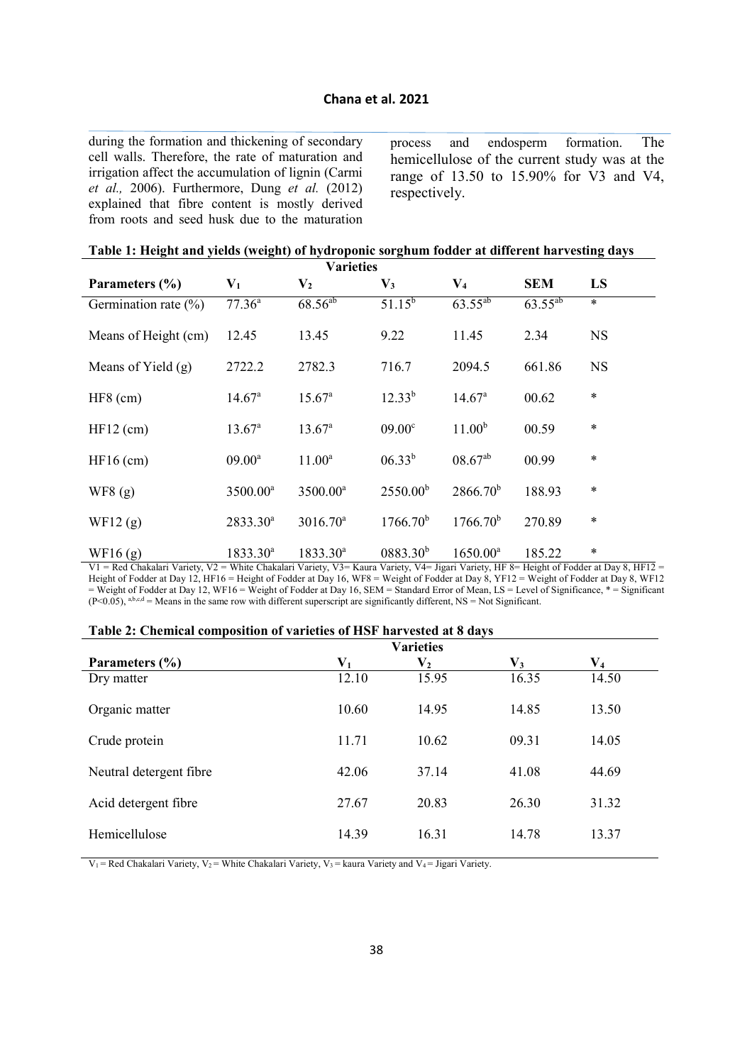during the formation and thickening of secondary cell walls. Therefore, the rate of maturation and irrigation affect the accumulation of lignin (Carmi *et al.,* 2006). Furthermore, Dung *et al.* (2012) explained that fibre content is mostly derived from roots and seed husk due to the maturation process and endosperm formation. The hemicellulose of the current study was at the range of 13.50 to 15.90% for V3 and V4, respectively.

**Table 1: Height and yields (weight) of hydroponic sorghum fodder at different harvesting days**

| | Varieties | | | | | |
|---|---|---|---|---|---|---|
| **Parameters (%)** | **$V_1$** | **$V_2$** | **$V_3$** | **$V_4$** | **SEM** | **LS** |
| Germination rate (%) | 77.36[a] | 68.56[ab] | 51.15[b] | 63.55[ab] | 63.55[ab] | * |
| Means of Height (cm) | 12.45 | 13.45 | 9.22 | 11.45 | 2.34 | NS |
| Means of Yield (g) | 2722.2 | 2782.3 | 716.7 | 2094.5 | 661.86 | NS |
| HF8 (cm) | 14.67[a] | 15.67[a] | 12.33[b] | 14.67[a] | 00.62 | * |
| HF12 (cm) | 13.67[a] | 13.67[a] | 09.00[c] | 11.00[b] | 00.59 | * |
| HF16 (cm) | 09.00[a] | 11.00[a] | 06.33[b] | 08.67[ab] | 00.99 | * |
| WF8 (g) | 3500.00[a] | 3500.00[a] | 2550.00[b] | 2866.70[b] | 188.93 | * |
| WF12 (g) | 2833.30[a] | 3016.70[a] | 1766.70[b] | 1766.70[b] | 270.89 | * |
| WF16 (g) | 1833.30[a] | 1833.30[a] | 0883.30[b] | 1650.00[a] | 185.22 | * |

V1 = Red Chakalari Variety, V2 = White Chakalari Variety, V3= Kaura Variety, V4= Jigari Variety, HF 8= Height of Fodder at Day 8, HF12 = Height of Fodder at Day 12, HF16 = Height of Fodder at Day 16, WF8 = Weight of Fodder at Day 8, YF12 = Weight of Fodder at Day 8, WF12 = Weight of Fodder at Day 12, WF16 = Weight of Fodder at Day 16, SEM = Standard Error of Mean, LS = Level of Significance, * = Significant ($P<0.05$), [a,b,c,d] = Means in the same row with different superscript are significantly different, NS = Not Significant.

**Table 2: Chemical composition of varieties of HSF harvested at 8 days**

| | Varieties | | | |
|---|---|---|---|---|
| **Parameters (%)** | **$V_1$** | **$V_2$** | **$V_3$** | **$V_4$** |
| Dry matter | 12.10 | 15.95 | 16.35 | 14.50 |
| Organic matter | 10.60 | 14.95 | 14.85 | 13.50 |
| Crude protein | 11.71 | 10.62 | 09.31 | 14.05 |
| Neutral detergent fibre | 42.06 | 37.14 | 41.08 | 44.69 |
| Acid detergent fibre | 27.67 | 20.83 | 26.30 | 31.32 |
| Hemicellulose | 14.39 | 16.31 | 14.78 | 13.37 |

$V_1$ = Red Chakalari Variety, $V_2$ = White Chakalari Variety, $V_3$ = kaura Variety and $V_4$ = Jigari Variety.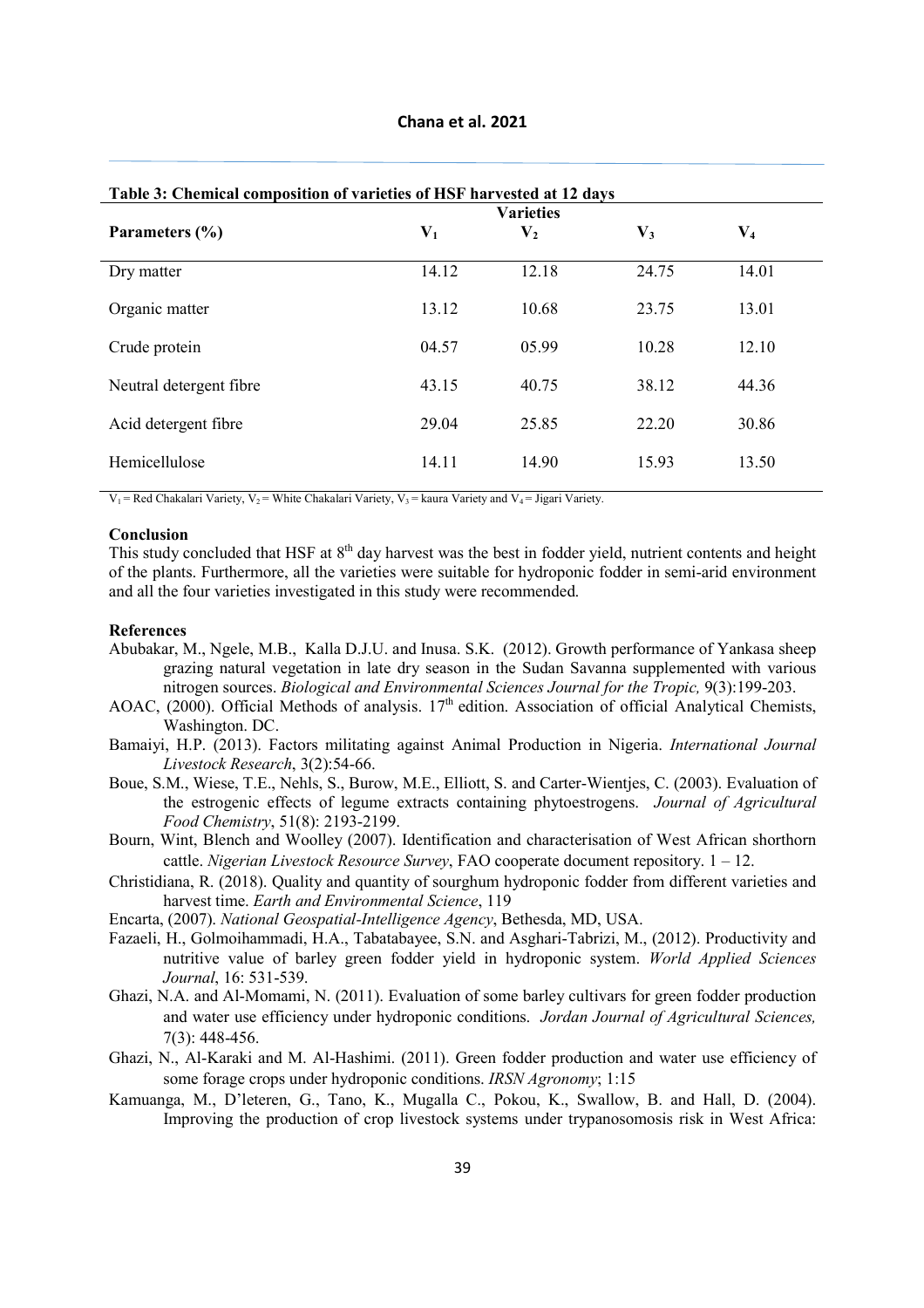**Table 3: Chemical composition of varieties of HSF harvested at 12 days**

| Parameters (%) | Varieties | | | |
|---|---|---|---|---|
| | $V_1$ | $V_2$ | $V_3$ | $V_4$ |
| Dry matter | 14.12 | 12.18 | 24.75 | 14.01 |
| Organic matter | 13.12 | 10.68 | 23.75 | 13.01 |
| Crude protein | 04.57 | 05.99 | 10.28 | 12.10 |
| Neutral detergent fibre | 43.15 | 40.75 | 38.12 | 44.36 |
| Acid detergent fibre | 29.04 | 25.85 | 22.20 | 30.86 |
| Hemicellulose | 14.11 | 14.90 | 15.93 | 13.50 |

$V_1$ = Red Chakalari Variety, $V_2$ = White Chakalari Variety, $V_3$ = kaura Variety and $V_4$ = Jigari Variety.

## Conclusion

This study concluded that HSF at 8th day harvest was the best in fodder yield, nutrient contents and height of the plants. Furthermore, all the varieties were suitable for hydroponic fodder in semi-arid environment and all the four varieties investigated in this study were recommended.

## References

Abubakar, M., Ngele, M.B., Kalla D.J.U. and Inusa. S.K. (2012). Growth performance of Yankasa sheep grazing natural vegetation in late dry season in the Sudan Savanna supplemented with various nitrogen sources. *Biological and Environmental Sciences Journal for the Tropic,* 9(3):199-203.

AOAC, (2000). Official Methods of analysis. 17th edition. Association of official Analytical Chemists, Washington. DC.

Bamaiyi, H.P. (2013). Factors militating against Animal Production in Nigeria. *International Journal Livestock Research*, 3(2):54-66.

Boue, S.M., Wiese, T.E., Nehls, S., Burow, M.E., Elliott, S. and Carter-Wientjes, C. (2003). Evaluation of the estrogenic effects of legume extracts containing phytoestrogens. *Journal of Agricultural Food Chemistry*, 51(8): 2193-2199.

Bourn, Wint, Blench and Woolley (2007). Identification and characterisation of West African shorthorn cattle. *Nigerian Livestock Resource Survey*, FAO cooperate document repository. 1 – 12.

Christidiana, R. (2018). Quality and quantity of sourghum hydroponic fodder from different varieties and harvest time. *Earth and Environmental Science*, 119

Encarta, (2007). *National Geospatial-Intelligence Agency*, Bethesda, MD, USA.

Fazaeli, H., Golmoihammadi, H.A., Tabatabayee, S.N. and Asghari-Tabrizi, M., (2012). Productivity and nutritive value of barley green fodder yield in hydroponic system. *World Applied Sciences Journal*, 16: 531-539.

Ghazi, N.A. and Al-Momami, N. (2011). Evaluation of some barley cultivars for green fodder production and water use efficiency under hydroponic conditions. *Jordan Journal of Agricultural Sciences,* 7(3): 448-456.

Ghazi, N., Al-Karaki and M. Al-Hashimi. (2011). Green fodder production and water use efficiency of some forage crops under hydroponic conditions. *IRSN Agronomy*; 1:15

Kamuanga, M., D'leteren, G., Tano, K., Mugalla C., Pokou, K., Swallow, B. and Hall, D. (2004). Improving the production of crop livestock systems under trypanosomosis risk in West Africa: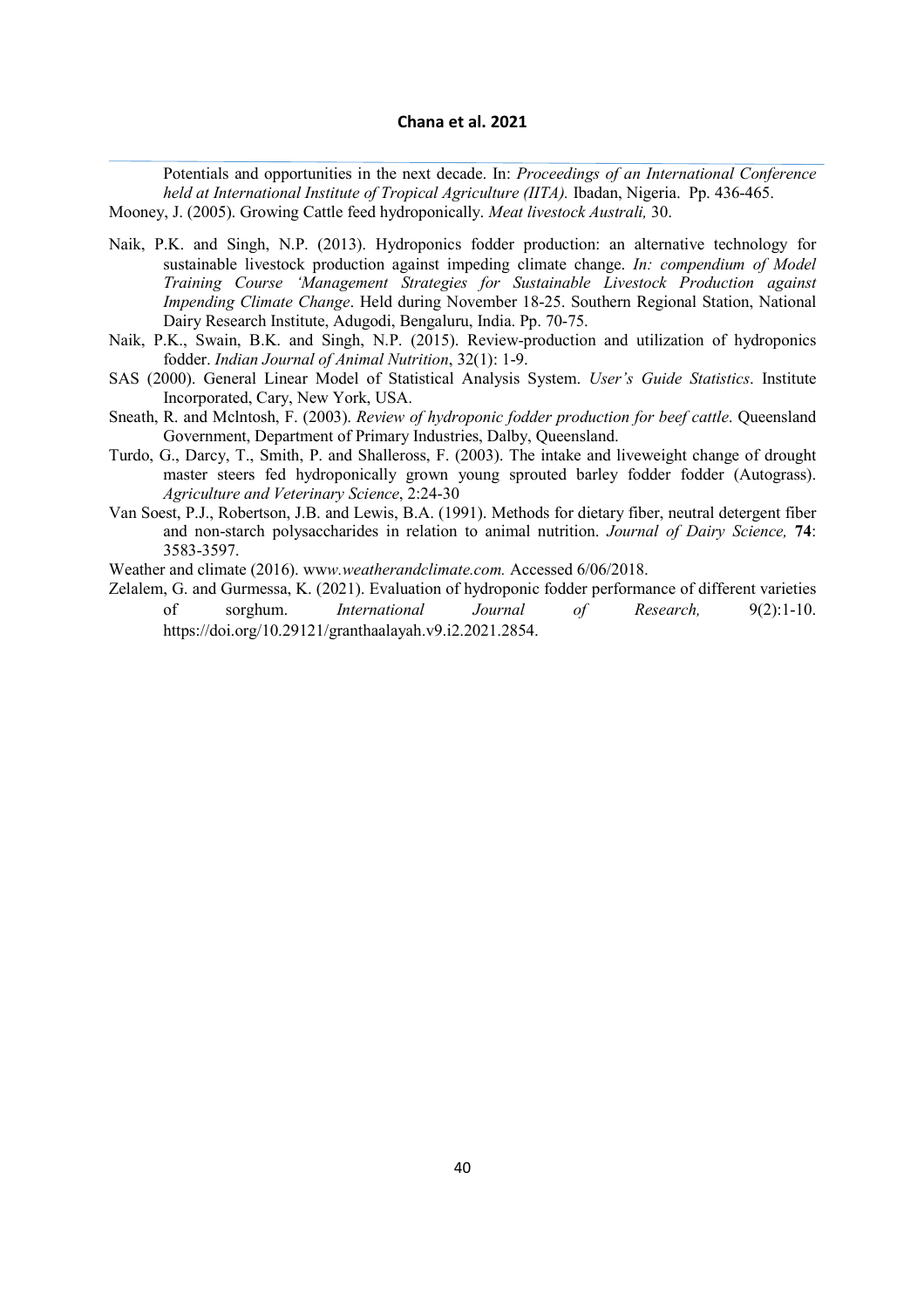Potentials and opportunities in the next decade. In: *Proceedings of an International Conference held at International Institute of Tropical Agriculture (IITA).* Ibadan, Nigeria. Pp. 436-465.

Mooney, J. (2005). Growing Cattle feed hydroponically. *Meat livestock Australi,* 30.

Naik, P.K. and Singh, N.P. (2013). Hydroponics fodder production: an alternative technology for sustainable livestock production against impeding climate change. *In: compendium of Model Training Course 'Management Strategies for Sustainable Livestock Production against Impending Climate Change*. Held during November 18-25. Southern Regional Station, National Dairy Research Institute, Adugodi, Bengaluru, India. Pp. 70-75.

Naik, P.K., Swain, B.K. and Singh, N.P. (2015). Review-production and utilization of hydroponics fodder. *Indian Journal of Animal Nutrition*, 32(1): 1-9.

SAS (2000). General Linear Model of Statistical Analysis System. *User's Guide Statistics*. Institute Incorporated, Cary, New York, USA.

Sneath, R. and Mclntosh, F. (2003). *Review of hydroponic fodder production for beef cattle*. Queensland Government, Department of Primary Industries, Dalby, Queensland.

Turdo, G., Darcy, T., Smith, P. and Shalleross, F. (2003). The intake and liveweight change of drought master steers fed hydroponically grown young sprouted barley fodder fodder (Autograss). *Agriculture and Veterinary Science*, 2:24-30

Van Soest, P.J., Robertson, J.B. and Lewis, B.A. (1991). Methods for dietary fiber, neutral detergent fiber and non-starch polysaccharides in relation to animal nutrition. *Journal of Dairy Science,* **74**: 3583-3597.

Weather and climate (2016). ww*w.weatherandclimate.com.* Accessed 6/06/2018.

Zelalem, G. and Gurmessa, K. (2021). Evaluation of hydroponic fodder performance of different varieties of sorghum. *International Journal of Research,* 9(2):1-10. https://doi.org/10.29121/granthaalayah.v9.i2.2021.2854.